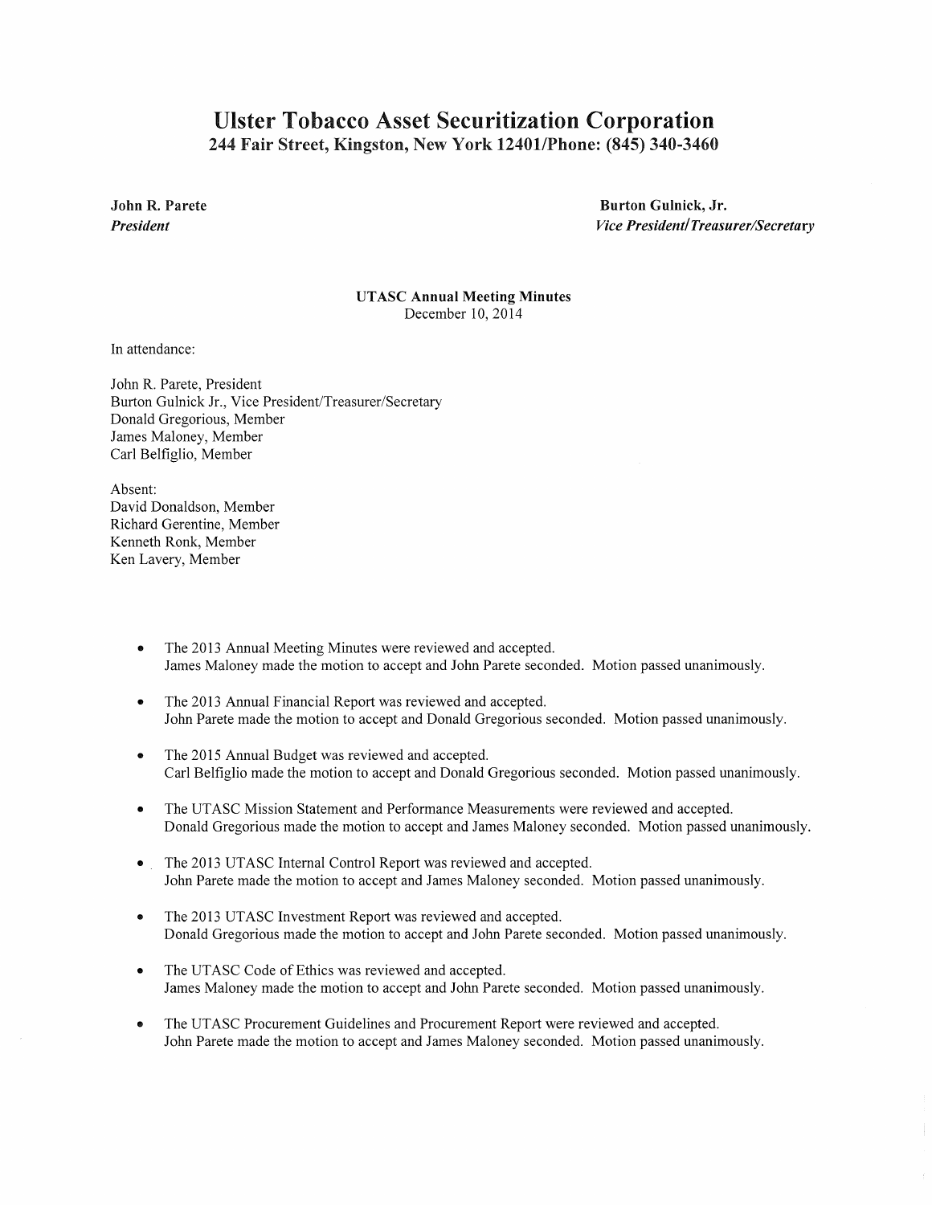# Ulster Tobacco Asset Securitization Corporation

**244 Fair Street, Kingston, New York 12401/Phone: (845) 340-3460**

**John R. Parete**
***President***

**Burton Gulnick, Jr.**
***Vice President/Treasurer/Secretary***

**UTASC Annual Meeting Minutes**
December 10, 2014

In attendance:

John R. Parete, President
Burton Gulnick Jr., Vice President/Treasurer/Secretary
Donald Gregorious, Member
James Maloney, Member
Carl Belfiglio, Member

Absent:
David Donaldson, Member
Richard Gerentine, Member
Kenneth Ronk, Member
Ken Lavery, Member

- The 2013 Annual Meeting Minutes were reviewed and accepted.
  James Maloney made the motion to accept and John Parete seconded. Motion passed unanimously.

- The 2013 Annual Financial Report was reviewed and accepted.
  John Parete made the motion to accept and Donald Gregorious seconded. Motion passed unanimously.

- The 2015 Annual Budget was reviewed and accepted.
  Carl Belfiglio made the motion to accept and Donald Gregorious seconded. Motion passed unanimously.

- The UTASC Mission Statement and Performance Measurements were reviewed and accepted.
  Donald Gregorious made the motion to accept and James Maloney seconded. Motion passed unanimously.

- The 2013 UTASC Internal Control Report was reviewed and accepted.
  John Parete made the motion to accept and James Maloney seconded. Motion passed unanimously.

- The 2013 UTASC Investment Report was reviewed and accepted.
  Donald Gregorious made the motion to accept and John Parete seconded. Motion passed unanimously.

- The UTASC Code of Ethics was reviewed and accepted.
  James Maloney made the motion to accept and John Parete seconded. Motion passed unanimously.

- The UTASC Procurement Guidelines and Procurement Report were reviewed and accepted.
  John Parete made the motion to accept and James Maloney seconded. Motion passed unanimously.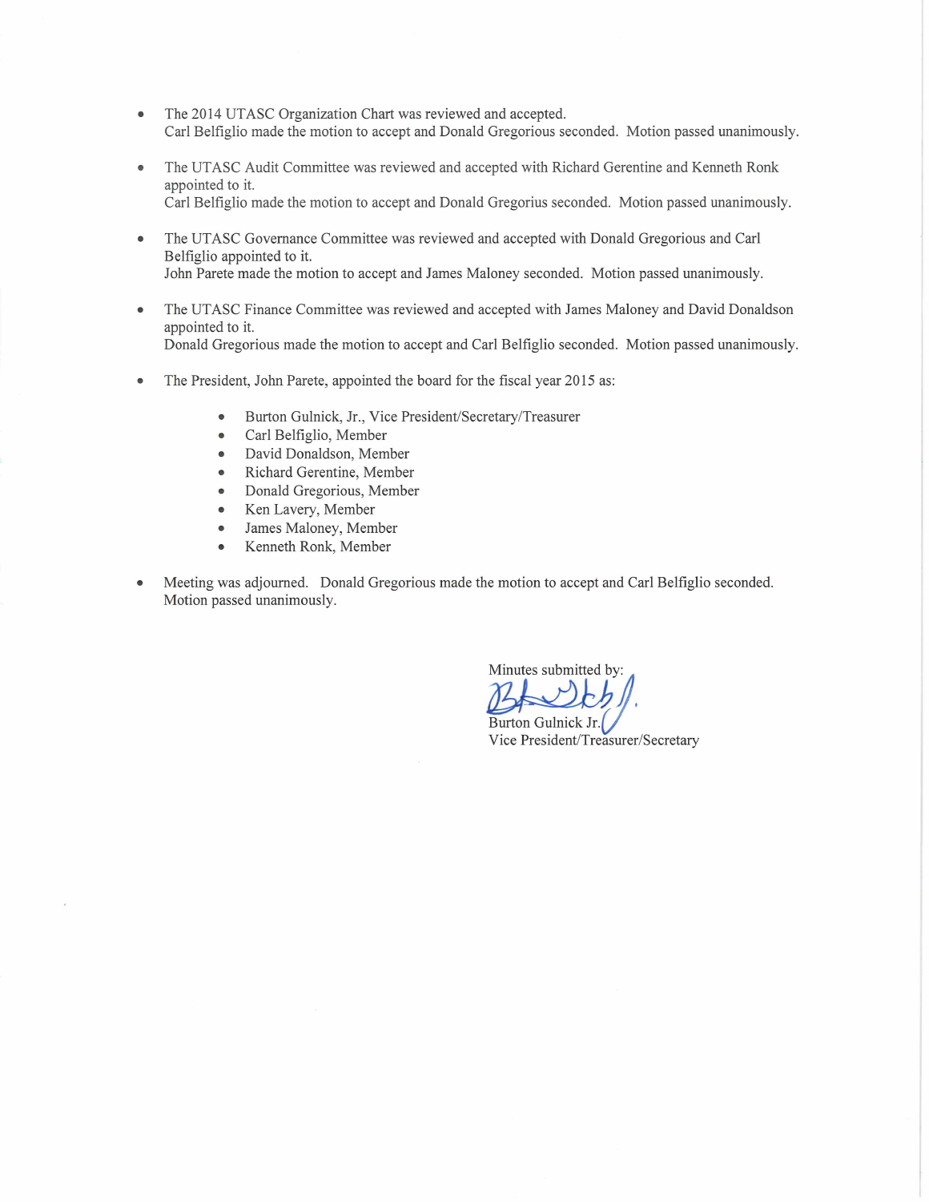- The 2014 UTASC Organization Chart was reviewed and accepted.
  Carl Belfiglio made the motion to accept and Donald Gregorious seconded. Motion passed unanimously.

- The UTASC Audit Committee was reviewed and accepted with Richard Gerentine and Kenneth Ronk appointed to it.
  Carl Belfiglio made the motion to accept and Donald Gregorius seconded. Motion passed unanimously.

- The UTASC Governance Committee was reviewed and accepted with Donald Gregorious and Carl Belfiglio appointed to it.
  John Parete made the motion to accept and James Maloney seconded. Motion passed unanimously.

- The UTASC Finance Committee was reviewed and accepted with James Maloney and David Donaldson appointed to it.
  Donald Gregorious made the motion to accept and Carl Belfiglio seconded. Motion passed unanimously.

- The President, John Parete, appointed the board for the fiscal year 2015 as:

  - Burton Gulnick, Jr., Vice President/Secretary/Treasurer
  - Carl Belfiglio, Member
  - David Donaldson, Member
  - Richard Gerentine, Member
  - Donald Gregorious, Member
  - Ken Lavery, Member
  - James Maloney, Member
  - Kenneth Ronk, Member

- Meeting was adjourned. Donald Gregorious made the motion to accept and Carl Belfiglio seconded. Motion passed unanimously.

Minutes submitted by:

Burton Gulnick Jr.
Vice President/Treasurer/Secretary